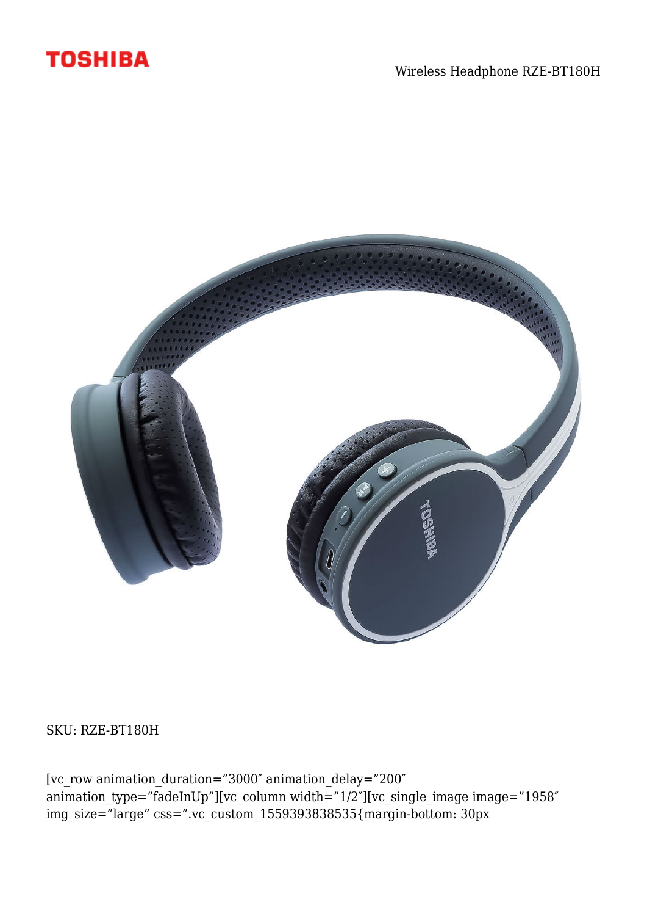TOSHIBA

Wireless Headphone RZE-BT180H

SKU: RZE-BT180H

[vc_row animation_duration="3000″ animation_delay="200″ animation_type="fadeInUp"][vc_column width="1/2″][vc_single_image image="1958″ img_size="large" css=".vc_custom_1559393838535{margin-bottom: 30px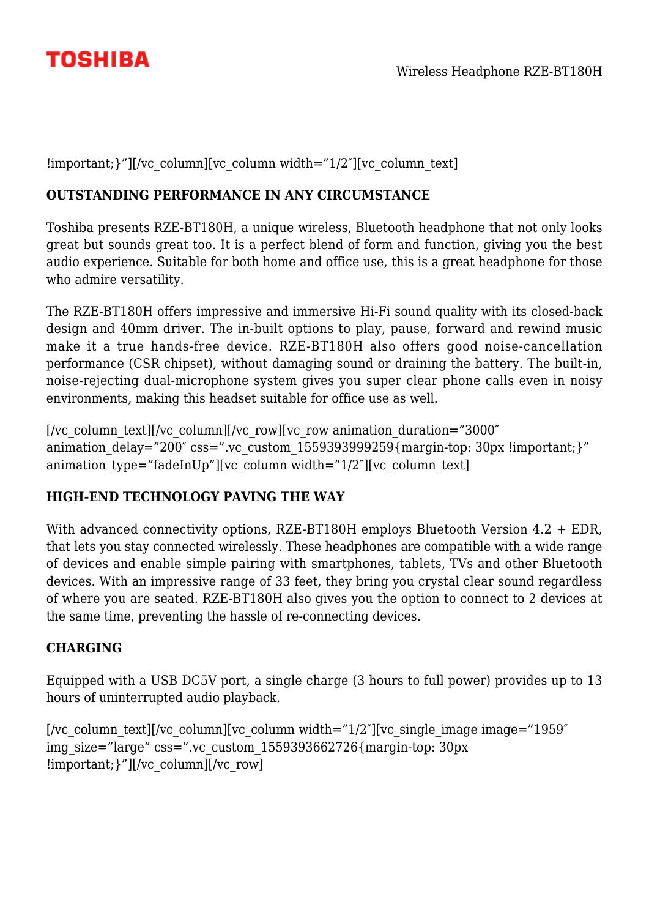!important;}”][/vc_column][vc_column width=”1/2″][vc_column_text]

### OUTSTANDING PERFORMANCE IN ANY CIRCUMSTANCE

Toshiba presents RZE-BT180H, a unique wireless, Bluetooth headphone that not only looks great but sounds great too. It is a perfect blend of form and function, giving you the best audio experience. Suitable for both home and office use, this is a great headphone for those who admire versatility.

The RZE-BT180H offers impressive and immersive Hi-Fi sound quality with its closed-back design and 40mm driver. The in-built options to play, pause, forward and rewind music make it a true hands-free device. RZE-BT180H also offers good noise-cancellation performance (CSR chipset), without damaging sound or draining the battery. The built-in, noise-rejecting dual-microphone system gives you super clear phone calls even in noisy environments, making this headset suitable for office use as well.

[/vc_column_text][/vc_column][/vc_row][vc_row animation_duration=”3000″ animation_delay=”200″ css=”.vc_custom_1559393999259{margin-top: 30px !important;}” animation_type=”fadeInUp”][vc_column width=”1/2″][vc_column_text]

### HIGH-END TECHNOLOGY PAVING THE WAY

With advanced connectivity options, RZE-BT180H employs Bluetooth Version 4.2 + EDR, that lets you stay connected wirelessly. These headphones are compatible with a wide range of devices and enable simple pairing with smartphones, tablets, TVs and other Bluetooth devices. With an impressive range of 33 feet, they bring you crystal clear sound regardless of where you are seated. RZE-BT180H also gives you the option to connect to 2 devices at the same time, preventing the hassle of re-connecting devices.

### CHARGING

Equipped with a USB DC5V port, a single charge (3 hours to full power) provides up to 13 hours of uninterrupted audio playback.

[/vc_column_text][/vc_column][vc_column width=”1/2″][vc_single_image image=”1959″ img_size=”large” css=”.vc_custom_1559393662726{margin-top: 30px !important;}”][/vc_column][/vc_row]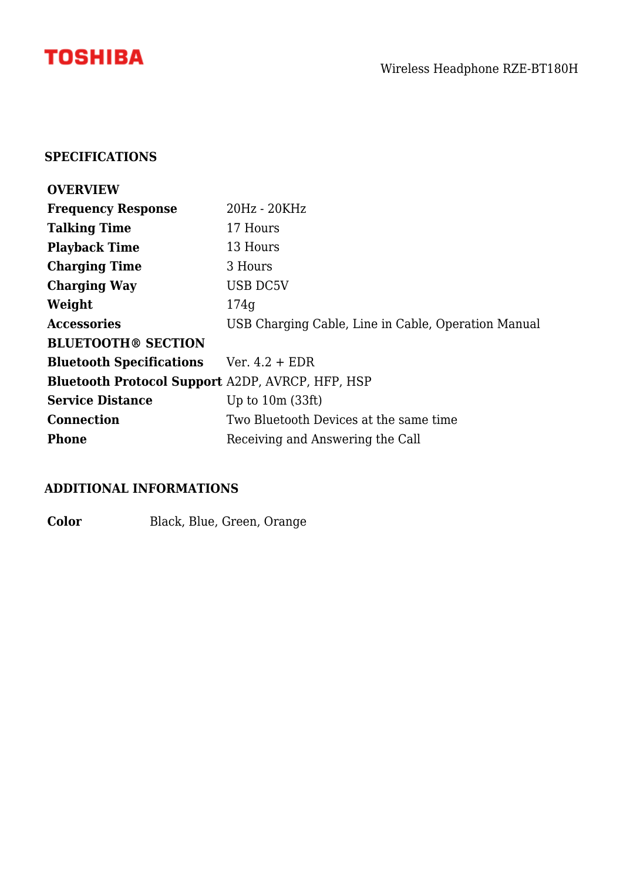**TOSHIBA**

Wireless Headphone RZE-BT180H

## SPECIFICATIONS

| | |
|---|---|
| **OVERVIEW** | |
| **Frequency Response** | 20Hz - 20KHz |
| **Talking Time** | 17 Hours |
| **Playback Time** | 13 Hours |
| **Charging Time** | 3 Hours |
| **Charging Way** | USB DC5V |
| **Weight** | 174g |
| **Accessories** | USB Charging Cable, Line in Cable, Operation Manual |
| **BLUETOOTH® SECTION** | |
| **Bluetooth Specifications** | Ver. 4.2 + EDR |
| **Bluetooth Protocol Support** | A2DP, AVRCP, HFP, HSP |
| **Service Distance** | Up to 10m (33ft) |
| **Connection** | Two Bluetooth Devices at the same time |
| **Phone** | Receiving and Answering the Call |

## ADDITIONAL INFORMATIONS

| | |
|---|---|
| **Color** | Black, Blue, Green, Orange |